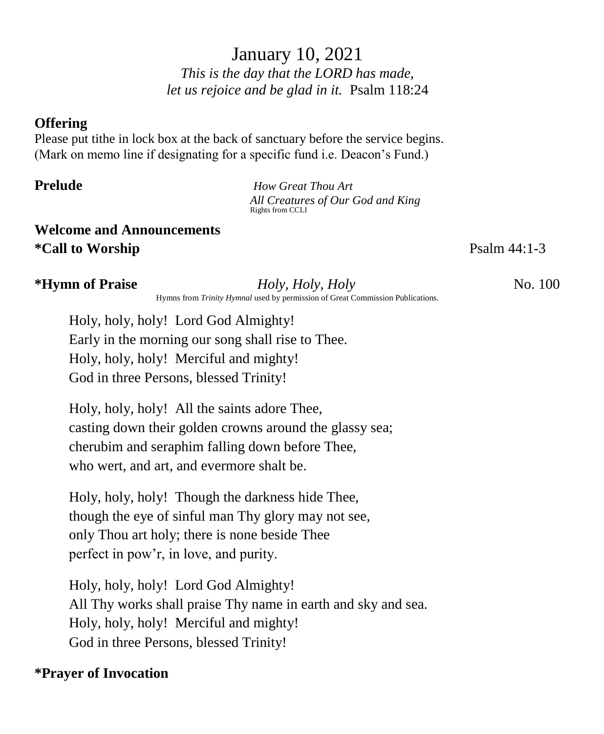# January 10, 2021

*This is the day that the LORD has made,*
*let us rejoice and be glad in it.* Psalm 118:24

**Offering**

Please put tithe in lock box at the back of sanctuary before the service begins.
(Mark on memo line if designating for a specific fund i.e. Deacon's Fund.)

**Prelude** *How Great Thou Art*
*All Creatures of Our God and King*
Rights from CCLI

**Welcome and Announcements**

***Call to Worship** Psalm 44:1-3

***Hymn of Praise** *Holy, Holy, Holy* No. 100

Hymns from *Trinity Hymnal* used by permission of Great Commission Publications.

Holy, holy, holy! Lord God Almighty!
Early in the morning our song shall rise to Thee.
Holy, holy, holy! Merciful and mighty!
God in three Persons, blessed Trinity!

Holy, holy, holy! All the saints adore Thee,
casting down their golden crowns around the glassy sea;
cherubim and seraphim falling down before Thee,
who wert, and art, and evermore shalt be.

Holy, holy, holy! Though the darkness hide Thee,
though the eye of sinful man Thy glory may not see,
only Thou art holy; there is none beside Thee
perfect in pow'r, in love, and purity.

Holy, holy, holy! Lord God Almighty!
All Thy works shall praise Thy name in earth and sky and sea.
Holy, holy, holy! Merciful and mighty!
God in three Persons, blessed Trinity!

***Prayer of Invocation**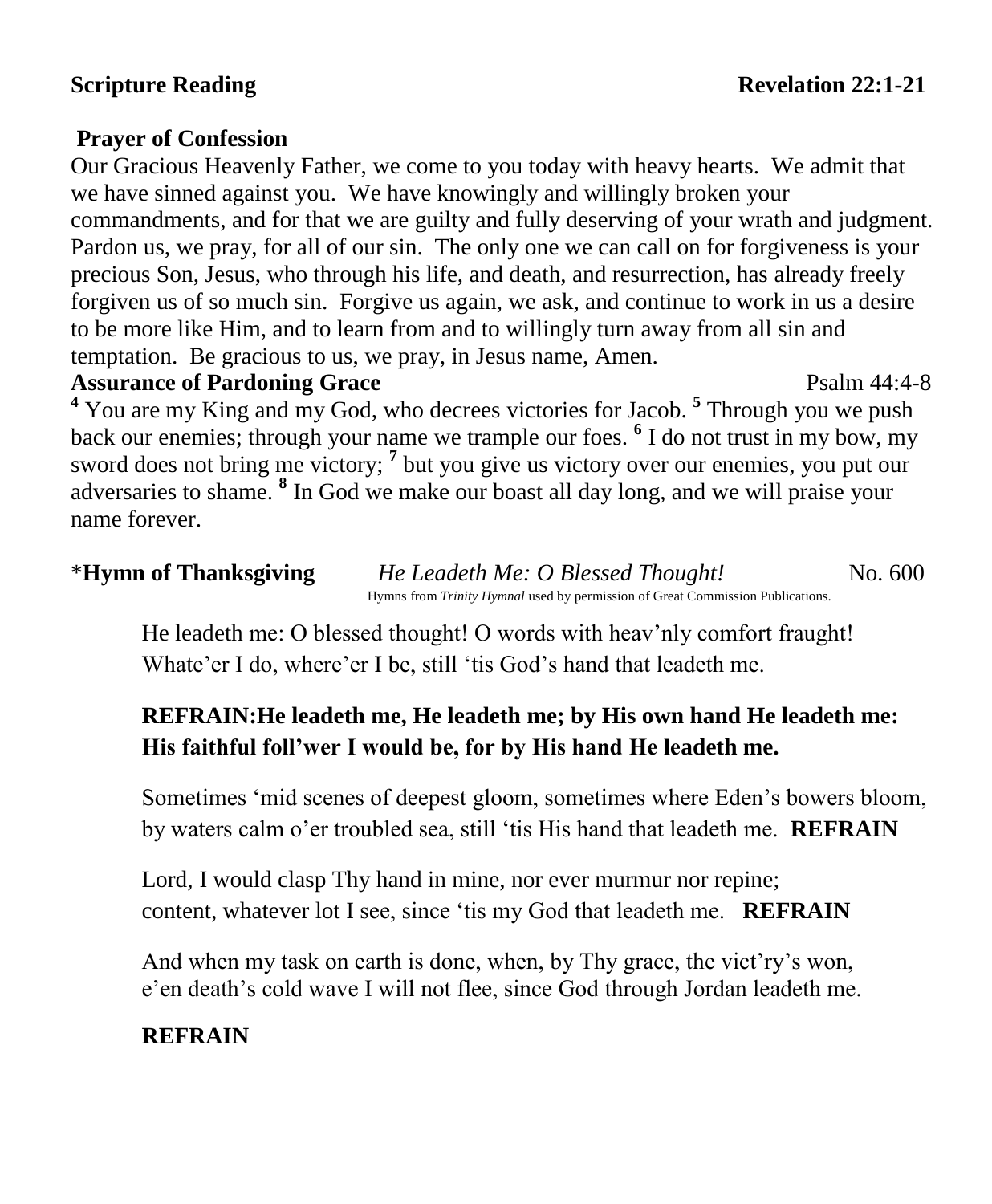**Scripture Reading** Revelation 22:1-21

**Prayer of Confession**

Our Gracious Heavenly Father, we come to you today with heavy hearts. We admit that we have sinned against you. We have knowingly and willingly broken your commandments, and for that we are guilty and fully deserving of your wrath and judgment. Pardon us, we pray, for all of our sin. The only one we can call on for forgiveness is your precious Son, Jesus, who through his life, and death, and resurrection, has already freely forgiven us of so much sin. Forgive us again, we ask, and continue to work in us a desire to be more like Him, and to learn from and to willingly turn away from all sin and temptation. Be gracious to us, we pray, in Jesus name, Amen.

**Assurance of Pardoning Grace** Psalm 44:4-8

**4** You are my King and my God, who decrees victories for Jacob. **5** Through you we push back our enemies; through your name we trample our foes. **6** I do not trust in my bow, my sword does not bring me victory; **7** but you give us victory over our enemies, you put our adversaries to shame. **8** In God we make our boast all day long, and we will praise your name forever.

*__Hymn of Thanksgiving__ *He Leadeth Me: O Blessed Thought!* No. 600

Hymns from *Trinity Hymnal* used by permission of Great Commission Publications.

He leadeth me: O blessed thought! O words with heav'nly comfort fraught!
Whate'er I do, where'er I be, still 'tis God's hand that leadeth me.

**REFRAIN:He leadeth me, He leadeth me; by His own hand He leadeth me:
His faithful foll'wer I would be, for by His hand He leadeth me.**

Sometimes 'mid scenes of deepest gloom, sometimes where Eden's bowers bloom,
by waters calm o'er troubled sea, still 'tis His hand that leadeth me. **REFRAIN**

Lord, I would clasp Thy hand in mine, nor ever murmur nor repine;
content, whatever lot I see, since 'tis my God that leadeth me. **REFRAIN**

And when my task on earth is done, when, by Thy grace, the vict'ry's won,
e'en death's cold wave I will not flee, since God through Jordan leadeth me.

**REFRAIN**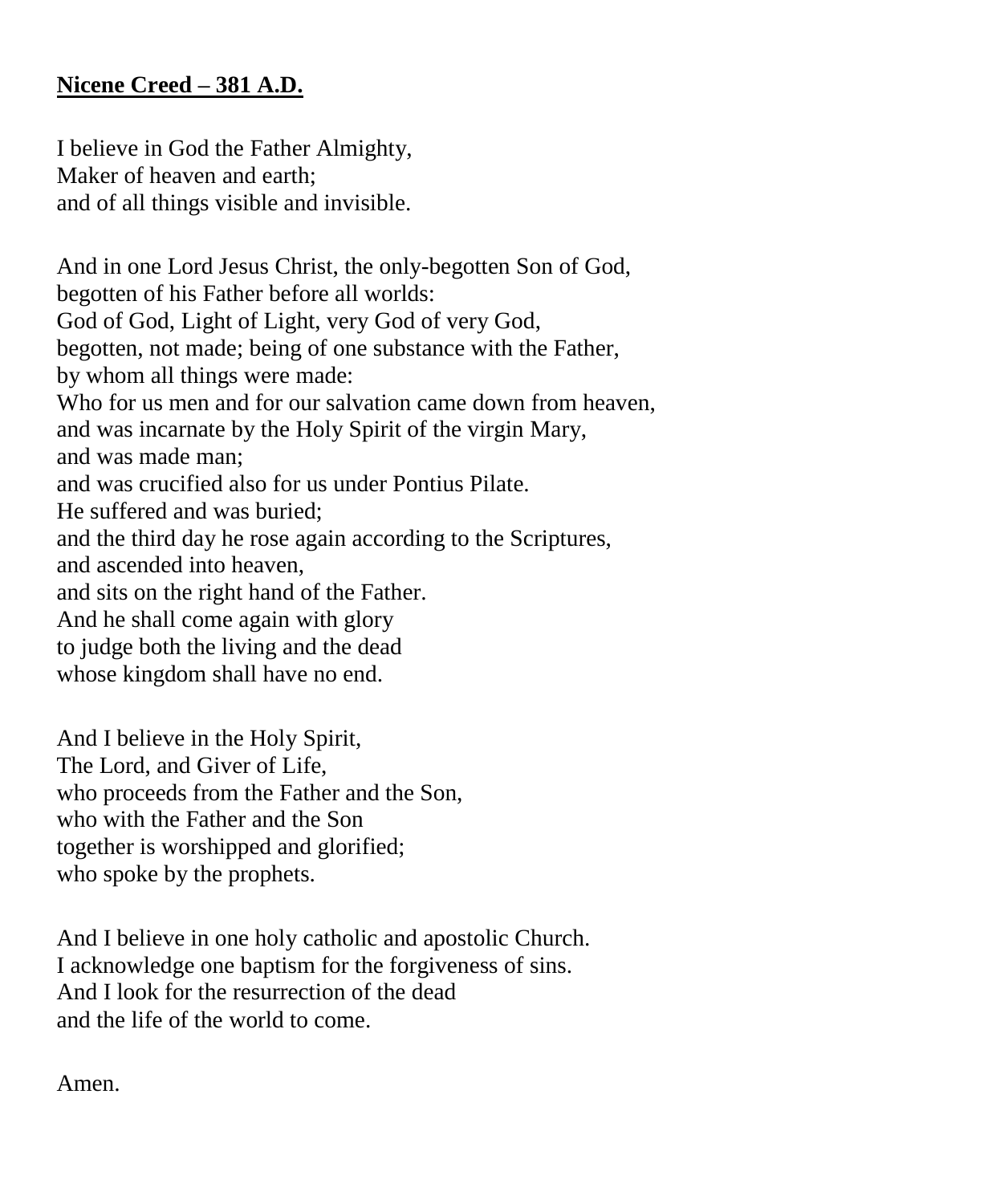**<u>Nicene Creed – 381 A.D.</u>**

I believe in God the Father Almighty,
Maker of heaven and earth;
and of all things visible and invisible.

And in one Lord Jesus Christ, the only-begotten Son of God,
begotten of his Father before all worlds:
God of God, Light of Light, very God of very God,
begotten, not made; being of one substance with the Father,
by whom all things were made:
Who for us men and for our salvation came down from heaven,
and was incarnate by the Holy Spirit of the virgin Mary,
and was made man;
and was crucified also for us under Pontius Pilate.
He suffered and was buried;
and the third day he rose again according to the Scriptures,
and ascended into heaven,
and sits on the right hand of the Father.
And he shall come again with glory
to judge both the living and the dead
whose kingdom shall have no end.

And I believe in the Holy Spirit,
The Lord, and Giver of Life,
who proceeds from the Father and the Son,
who with the Father and the Son
together is worshipped and glorified;
who spoke by the prophets.

And I believe in one holy catholic and apostolic Church.
I acknowledge one baptism for the forgiveness of sins.
And I look for the resurrection of the dead
and the life of the world to come.

Amen.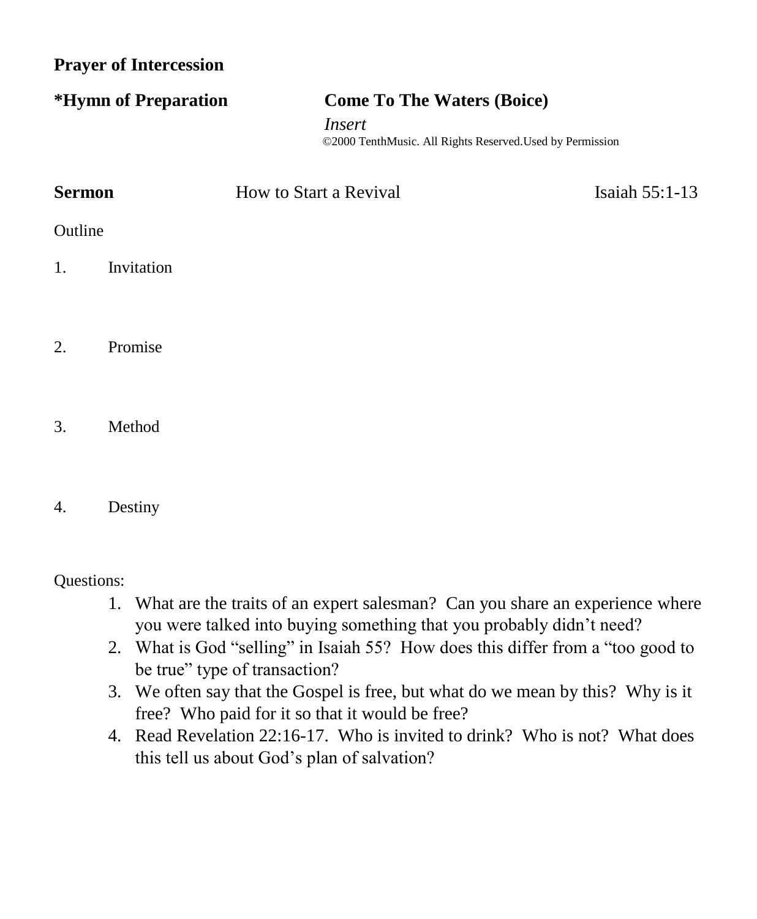**Prayer of Intercession**

***Hymn of Preparation** **Come To The Waters (Boice)**

*Insert*

©2000 TenthMusic. All Rights Reserved.Used by Permission

**Sermon** How to Start a Revival Isaiah 55:1-13

Outline

1. Invitation

2. Promise

3. Method

4. Destiny

Questions:

1. What are the traits of an expert salesman? Can you share an experience where you were talked into buying something that you probably didn't need?
2. What is God "selling" in Isaiah 55? How does this differ from a "too good to be true" type of transaction?
3. We often say that the Gospel is free, but what do we mean by this? Why is it free? Who paid for it so that it would be free?
4. Read Revelation 22:16-17. Who is invited to drink? Who is not? What does this tell us about God's plan of salvation?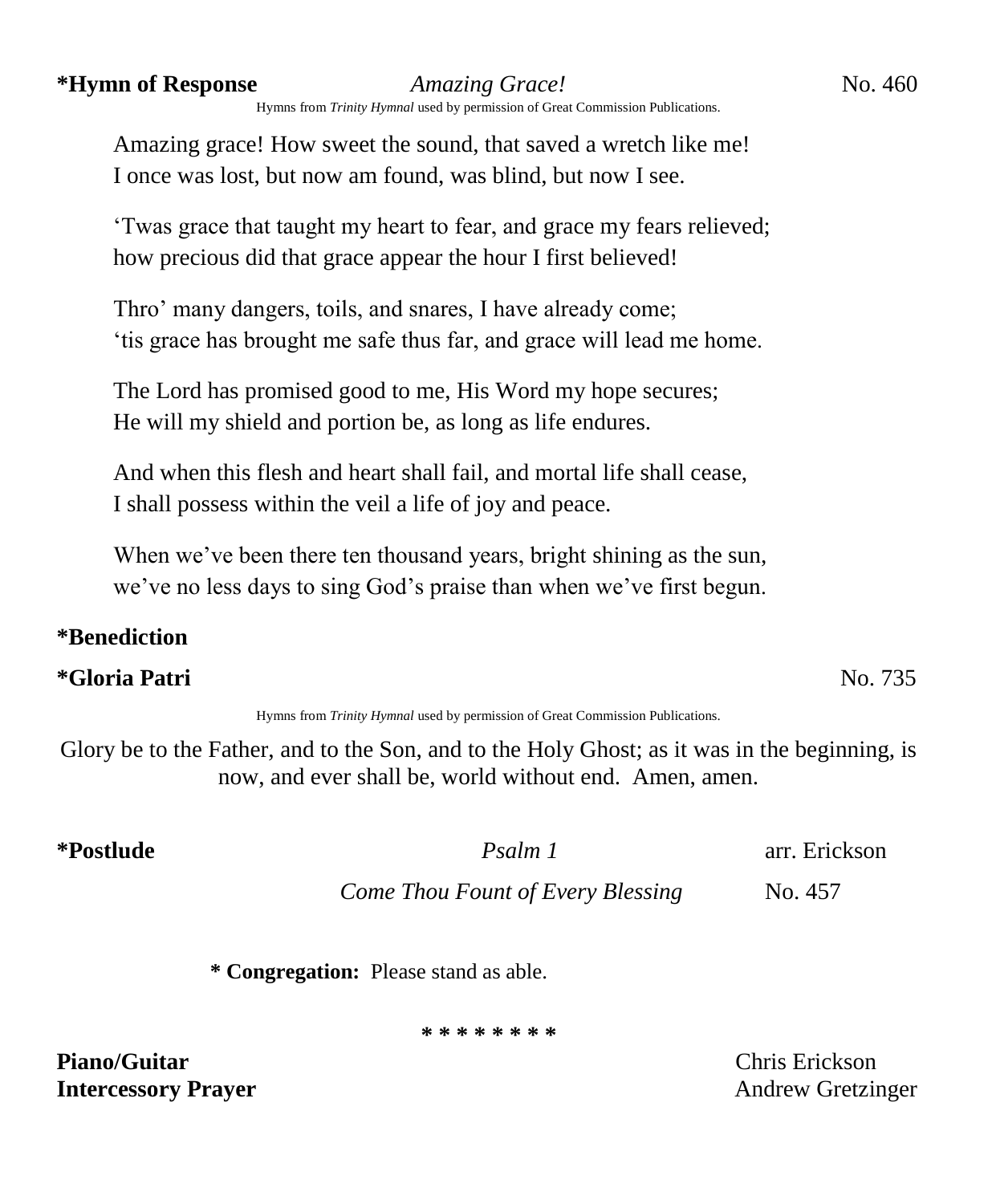**\*Hymn of Response** *Amazing Grace!* No. 460

Hymns from *Trinity Hymnal* used by permission of Great Commission Publications.

Amazing grace! How sweet the sound, that saved a wretch like me!
I once was lost, but now am found, was blind, but now I see.

'Twas grace that taught my heart to fear, and grace my fears relieved;
how precious did that grace appear the hour I first believed!

Thro' many dangers, toils, and snares, I have already come;
'tis grace has brought me safe thus far, and grace will lead me home.

The Lord has promised good to me, His Word my hope secures;
He will my shield and portion be, as long as life endures.

And when this flesh and heart shall fail, and mortal life shall cease,
I shall possess within the veil a life of joy and peace.

When we've been there ten thousand years, bright shining as the sun,
we've no less days to sing God's praise than when we've first begun.

**\*Benediction**

**\*Gloria Patri** No. 735

Hymns from *Trinity Hymnal* used by permission of Great Commission Publications.

Glory be to the Father, and to the Son, and to the Holy Ghost; as it was in the beginning, is now, and ever shall be, world without end. Amen, amen.

**\*Postlude** *Psalm 1* arr. Erickson

*Come Thou Fount of Every Blessing* No. 457

**\* Congregation:** Please stand as able.

\* \* \* \* \* \* \* \*

**Piano/Guitar** Chris Erickson
**Intercessory Prayer** Andrew Gretzinger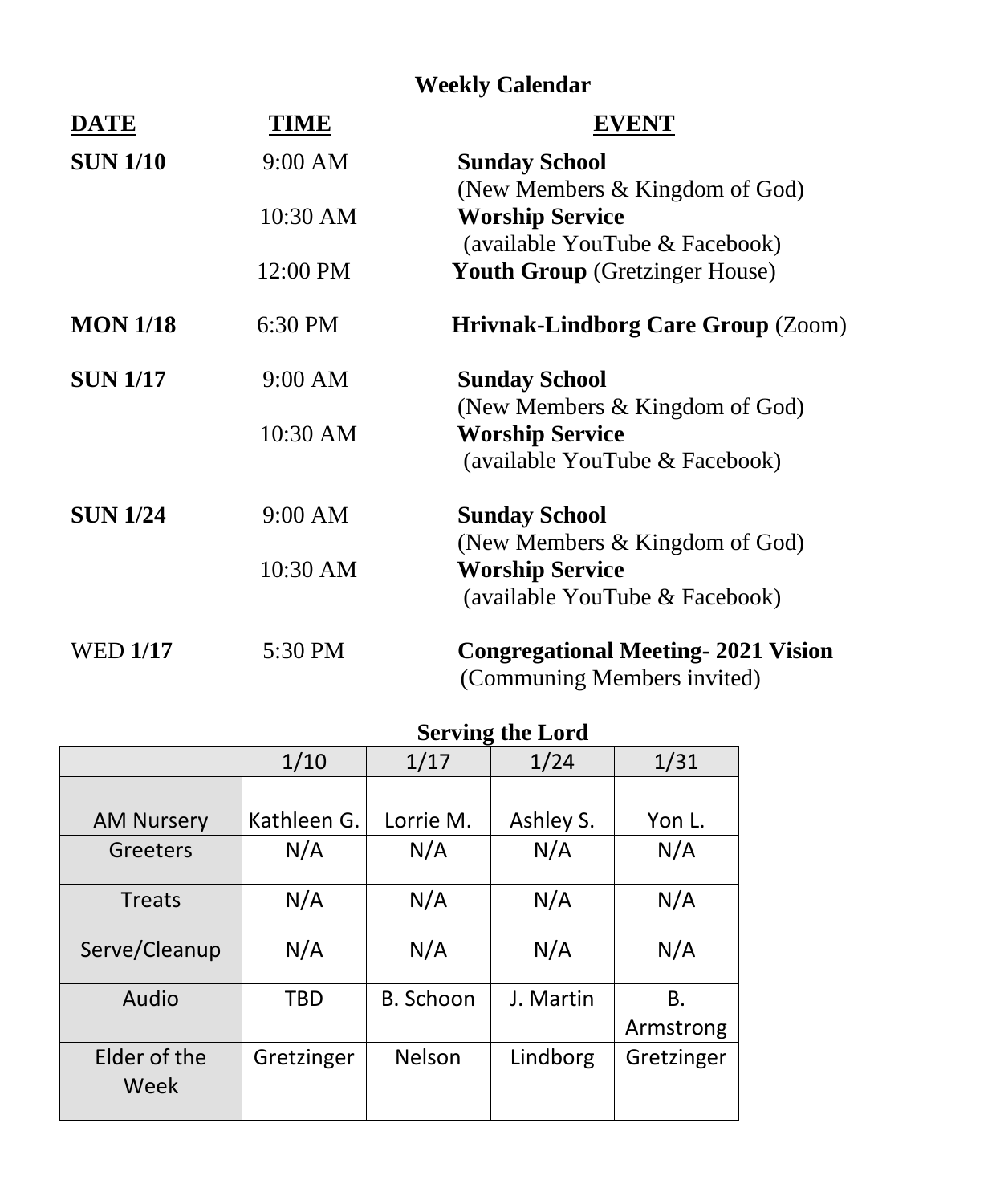## Weekly Calendar

| DATE | TIME | EVENT |
|---|---|---|
| **SUN 1/10** | 9:00 AM | **Sunday School** (New Members & Kingdom of God) |
| | 10:30 AM | **Worship Service** (available YouTube & Facebook) |
| | 12:00 PM | **Youth Group** (Gretzinger House) |
| **MON 1/18** | 6:30 PM | **Hrivnak-Lindborg Care Group** (Zoom) |
| **SUN 1/17** | 9:00 AM | **Sunday School** (New Members & Kingdom of God) |
| | 10:30 AM | **Worship Service** (available YouTube & Facebook) |
| **SUN 1/24** | 9:00 AM | **Sunday School** (New Members & Kingdom of God) |
| | 10:30 AM | **Worship Service** (available YouTube & Facebook) |
| WED **1/17** | 5:30 PM | **Congregational Meeting- 2021 Vision** (Communing Members invited) |

## Serving the Lord

| | 1/10 | 1/17 | 1/24 | 1/31 |
|---|---|---|---|---|
| AM Nursery | Kathleen G. | Lorrie M. | Ashley S. | Yon L. |
| Greeters | N/A | N/A | N/A | N/A |
| Treats | N/A | N/A | N/A | N/A |
| Serve/Cleanup | N/A | N/A | N/A | N/A |
| Audio | TBD | B. Schoon | J. Martin | B. Armstrong |
| Elder of the Week | Gretzinger | Nelson | Lindborg | Gretzinger |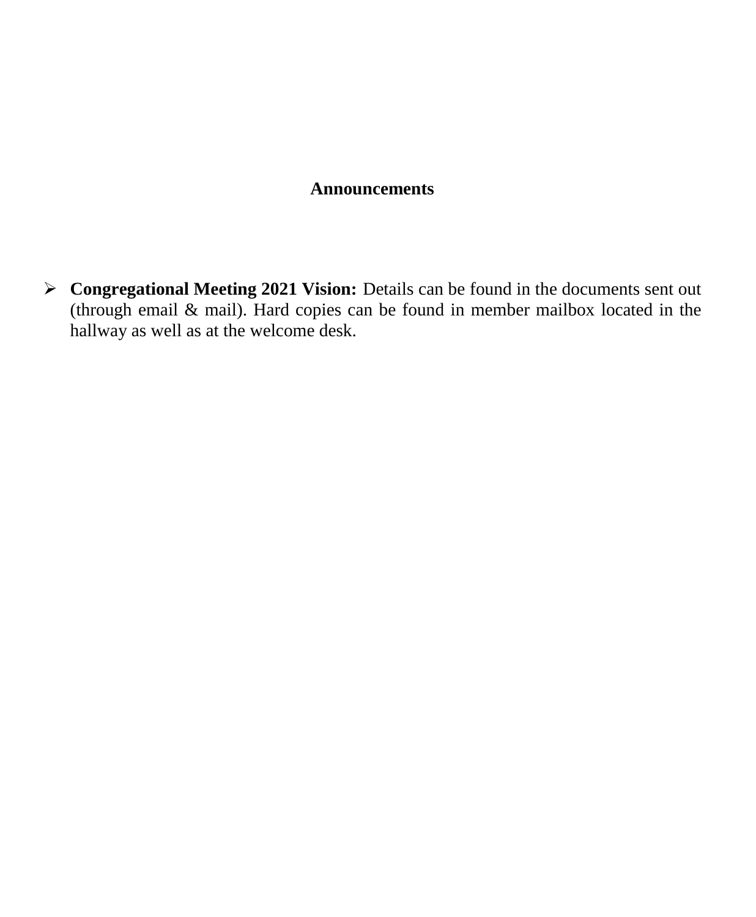## Announcements

- **Congregational Meeting 2021 Vision:** Details can be found in the documents sent out (through email & mail). Hard copies can be found in member mailbox located in the hallway as well as at the welcome desk.